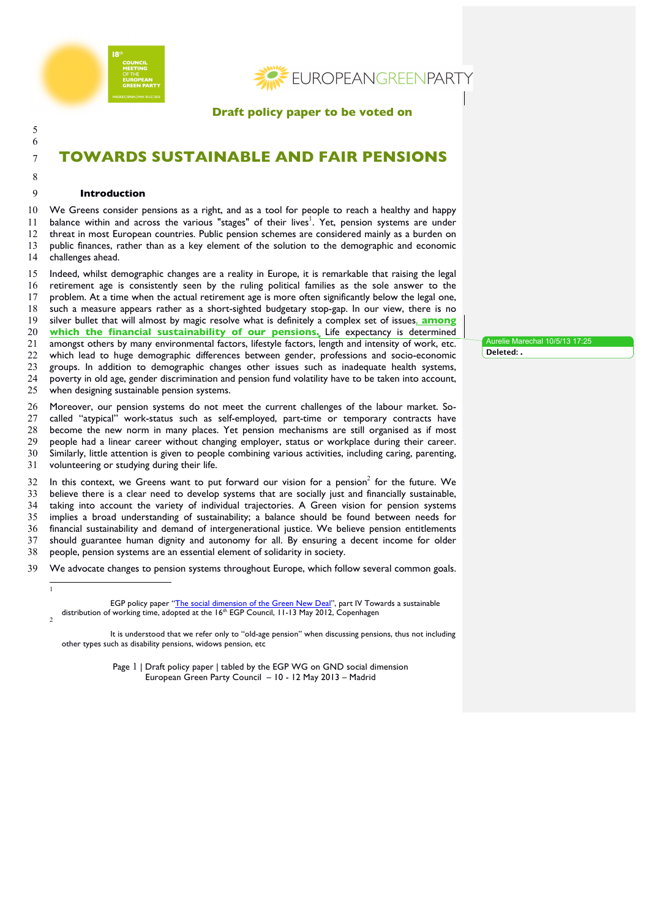**Draft policy paper to be voted on**

# TOWARDS SUSTAINABLE AND FAIR PENSIONS

## Introduction

We Greens consider pensions as a right, and as a tool for people to reach a healthy and happy balance within and across the various "stages" of their lives[1]. Yet, pension systems are under threat in most European countries. Public pension schemes are considered mainly as a burden on public finances, rather than as a key element of the solution to the demographic and economic challenges ahead.

Indeed, whilst demographic changes are a reality in Europe, it is remarkable that raising the legal retirement age is consistently seen by the ruling political families as the sole answer to the problem. At a time when the actual retirement age is more often significantly below the legal one, such a measure appears rather as a short-sighted budgetary stop-gap. In our view, there is no silver bullet that will almost by magic resolve what is definitely a complex set of issues, **among which the financial sustainability of our pensions.** Life expectancy is determined amongst others by many environmental factors, lifestyle factors, length and intensity of work, etc. which lead to huge demographic differences between gender, professions and socio-economic groups. In addition to demographic changes other issues such as inadequate health systems, poverty in old age, gender discrimination and pension fund volatility have to be taken into account, when designing sustainable pension systems.

Moreover, our pension systems do not meet the current challenges of the labour market. So-called "atypical" work-status such as self-employed, part-time or temporary contracts have become the new norm in many places. Yet pension mechanisms are still organised as if most people had a linear career without changing employer, status or workplace during their career. Similarly, little attention is given to people combining various activities, including caring, parenting, volunteering or studying during their life.

In this context, we Greens want to put forward our vision for a pension[2] for the future. We believe there is a clear need to develop systems that are socially just and financially sustainable, taking into account the variety of individual trajectories. A Green vision for pension systems implies a broad understanding of sustainability; a balance should be found between needs for financial sustainability and demand of intergenerational justice. We believe pension entitlements should guarantee human dignity and autonomy for all. By ensuring a decent income for older people, pension systems are an essential element of solidarity in society.

We advocate changes to pension systems throughout Europe, which follow several common goals.

---

[1] EGP policy paper "The social dimension of the Green New Deal", part IV Towards a sustainable distribution of working time, adopted at the 16th EGP Council, 11-13 May 2012, Copenhagen

[2] It is understood that we refer only to "old-age pension" when discussing pensions, thus not including other types such as disability pensions, widows pension, etc

Aurelie Marechal 10/5/13 17:25
Deleted: .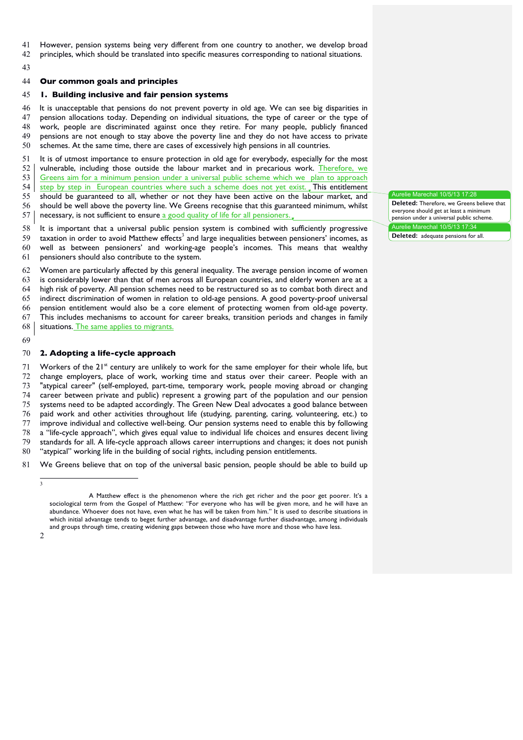However, pension systems being very different from one country to another, we develop broad principles, which should be translated into specific measures corresponding to national situations.

## Our common goals and principles

### 1. Building inclusive and fair pension systems

It is unacceptable that pensions do not prevent poverty in old age. We can see big disparities in pension allocations today. Depending on individual situations, the type of career or the type of work, people are discriminated against once they retire. For many people, publicly financed pensions are not enough to stay above the poverty line and they do not have access to private schemes. At the same time, there are cases of excessively high pensions in all countries.

It is of utmost importance to ensure protection in old age for everybody, especially for the most vulnerable, including those outside the labour market and in precarious work. Therefore, we Greens aim for a minimum pension under a universal public scheme which we plan to approach step by step in European countries where such a scheme does not yet exist. This entitlement should be guaranteed to all, whether or not they have been active on the labour market, and should be well above the poverty line. We Greens recognise that this guaranteed minimum, whilst necessary, is not sufficient to ensure a good quality of life for all pensioners.

> Aurelie Marechal 10/5/13 17:28
> **Deleted:** Therefore, we Greens believe that everyone should get at least a minimum pension under a universal public scheme.

> Aurelie Marechal 10/5/13 17:34
> **Deleted:** adequate pensions for all.

It is important that a universal public pension system is combined with sufficiently progressive taxation in order to avoid Matthew effects[3] and large inequalities between pensioners' incomes, as well as between pensioners' and working-age people's incomes. This means that wealthy pensioners should also contribute to the system.

Women are particularly affected by this general inequality. The average pension income of women is considerably lower than that of men across all European countries, and elderly women are at a high risk of poverty. All pension schemes need to be restructured so as to combat both direct and indirect discrimination of women in relation to old-age pensions. A good poverty-proof universal pension entitlement would also be a core element of protecting women from old-age poverty. This includes mechanisms to account for career breaks, transition periods and changes in family situations. The same applies to migrants.

### 2. Adopting a life-cycle approach

Workers of the 21st century are unlikely to work for the same employer for their whole life, but change employers, place of work, working time and status over their career. People with an "atypical career" (self-employed, part-time, temporary work, people moving abroad or changing career between private and public) represent a growing part of the population and our pension systems need to be adapted accordingly. The Green New Deal advocates a good balance between paid work and other activities throughout life (studying, parenting, caring, volunteering, etc.) to improve individual and collective well-being. Our pension systems need to enable this by following a "life-cycle approach", which gives equal value to individual life choices and ensures decent living standards for all. A life-cycle approach allows career interruptions and changes; it does not punish "atypical" working life in the building of social rights, including pension entitlements.

We Greens believe that on top of the universal basic pension, people should be able to build up

---

[3] A Matthew effect is the phenomenon where the rich get richer and the poor get poorer. It's a sociological term from the Gospel of Matthew: "For everyone who has will be given more, and he will have an abundance. Whoever does not have, even what he has will be taken from him." It is used to describe situations in which initial advantage tends to beget further advantage, and disadvantage further disadvantage, among individuals and groups through time, creating widening gaps between those who have more and those who have less.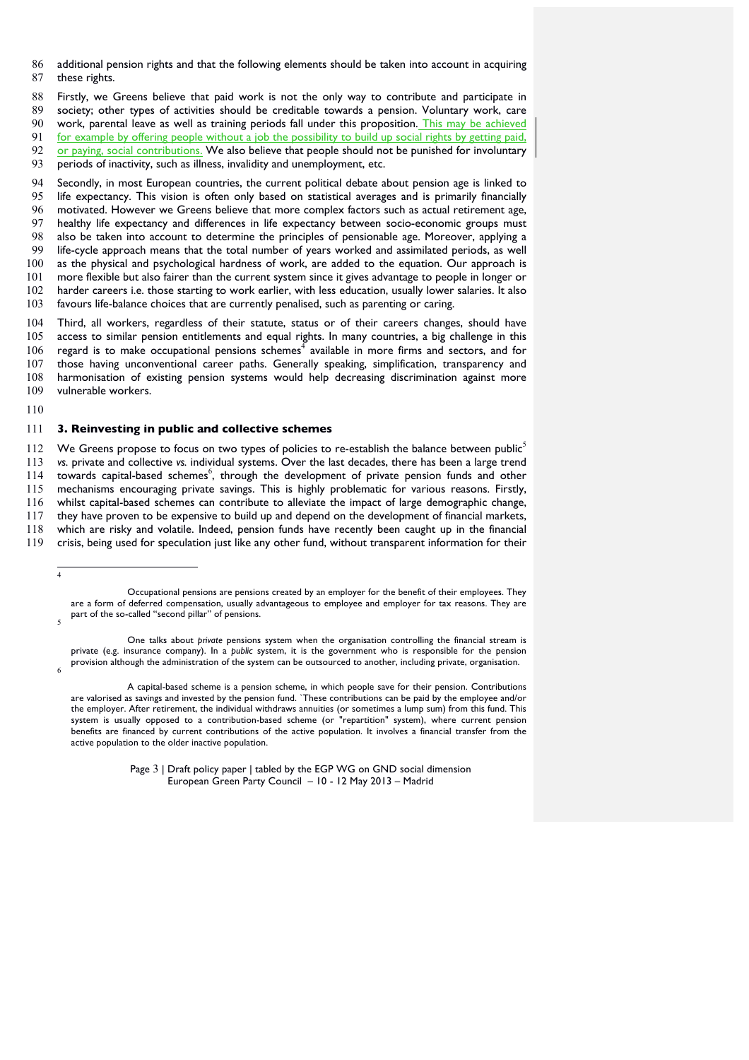additional pension rights and that the following elements should be taken into account in acquiring these rights.

Firstly, we Greens believe that paid work is not the only way to contribute and participate in society; other types of activities should be creditable towards a pension. Voluntary work, care work, parental leave as well as training periods fall under this proposition. This may be achieved for example by offering people without a job the possibility to build up social rights by getting paid, or paying, social contributions. We also believe that people should not be punished for involuntary periods of inactivity, such as illness, invalidity and unemployment, etc.

Secondly, in most European countries, the current political debate about pension age is linked to life expectancy. This vision is often only based on statistical averages and is primarily financially motivated. However we Greens believe that more complex factors such as actual retirement age, healthy life expectancy and differences in life expectancy between socio-economic groups must also be taken into account to determine the principles of pensionable age. Moreover, applying a life-cycle approach means that the total number of years worked and assimilated periods, as well as the physical and psychological hardness of work, are added to the equation. Our approach is more flexible but also fairer than the current system since it gives advantage to people in longer or harder careers i.e. those starting to work earlier, with less education, usually lower salaries. It also favours life-balance choices that are currently penalised, such as parenting or caring.

Third, all workers, regardless of their statute, status or of their careers changes, should have access to similar pension entitlements and equal rights. In many countries, a big challenge in this regard is to make occupational pensions schemes[4] available in more firms and sectors, and for those having unconventional career paths. Generally speaking, simplification, transparency and harmonisation of existing pension systems would help decreasing discrimination against more vulnerable workers.

### 3. Reinvesting in public and collective schemes

We Greens propose to focus on two types of policies to re-establish the balance between public[5] *vs.* private and collective *vs.* individual systems. Over the last decades, there has been a large trend towards capital-based schemes[6], through the development of private pension funds and other mechanisms encouraging private savings. This is highly problematic for various reasons. Firstly, whilst capital-based schemes can contribute to alleviate the impact of large demographic change, they have proven to be expensive to build up and depend on the development of financial markets, which are risky and volatile. Indeed, pension funds have recently been caught up in the financial crisis, being used for speculation just like any other fund, without transparent information for their

---

[4] Occupational pensions are pensions created by an employer for the benefit of their employees. They are a form of deferred compensation, usually advantageous to employee and employer for tax reasons. They are part of the so-called "second pillar" of pensions.

[5] One talks about *private* pensions system when the organisation controlling the financial stream is private (e.g. insurance company). In a *public* system, it is the government who is responsible for the pension provision although the administration of the system can be outsourced to another, including private, organisation.

[6] A capital-based scheme is a pension scheme, in which people save for their pension. Contributions are valorised as savings and invested by the pension fund. `These contributions can be paid by the employee and/or the employer. After retirement, the individual withdraws annuities (or sometimes a lump sum) from this fund. This system is usually opposed to a contribution-based scheme (or "repartition" system), where current pension benefits are financed by current contributions of the active population. It involves a financial transfer from the active population to the older inactive population.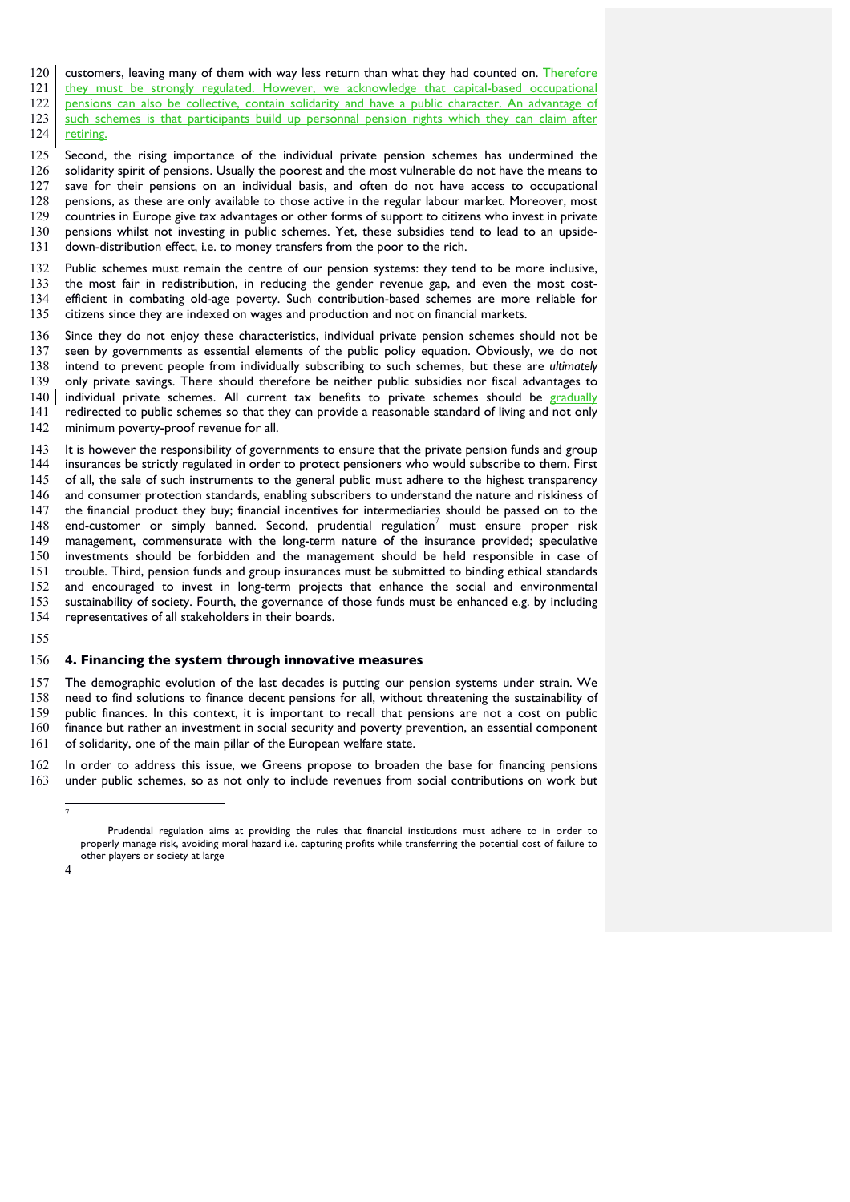customers, leaving many of them with way less return than what they had counted on. Therefore they must be strongly regulated. However, we acknowledge that capital-based occupational pensions can also be collective, contain solidarity and have a public character. An advantage of such schemes is that participants build up personnal pension rights which they can claim after retiring.

Second, the rising importance of the individual private pension schemes has undermined the solidarity spirit of pensions. Usually the poorest and the most vulnerable do not have the means to save for their pensions on an individual basis, and often do not have access to occupational pensions, as these are only available to those active in the regular labour market. Moreover, most countries in Europe give tax advantages or other forms of support to citizens who invest in private pensions whilst not investing in public schemes. Yet, these subsidies tend to lead to an upside-down-distribution effect, i.e. to money transfers from the poor to the rich.

Public schemes must remain the centre of our pension systems: they tend to be more inclusive, the most fair in redistribution, in reducing the gender revenue gap, and even the most cost-efficient in combating old-age poverty. Such contribution-based schemes are more reliable for citizens since they are indexed on wages and production and not on financial markets.

Since they do not enjoy these characteristics, individual private pension schemes should not be seen by governments as essential elements of the public policy equation. Obviously, we do not intend to prevent people from individually subscribing to such schemes, but these are *ultimately* only private savings. There should therefore be neither public subsidies nor fiscal advantages to individual private schemes. All current tax benefits to private schemes should be gradually redirected to public schemes so that they can provide a reasonable standard of living and not only minimum poverty-proof revenue for all.

It is however the responsibility of governments to ensure that the private pension funds and group insurances be strictly regulated in order to protect pensioners who would subscribe to them. First of all, the sale of such instruments to the general public must adhere to the highest transparency and consumer protection standards, enabling subscribers to understand the nature and riskiness of the financial product they buy; financial incentives for intermediaries should be passed on to the end-customer or simply banned. Second, prudential regulation[7] must ensure proper risk management, commensurate with the long-term nature of the insurance provided; speculative investments should be forbidden and the management should be held responsible in case of trouble. Third, pension funds and group insurances must be submitted to binding ethical standards and encouraged to invest in long-term projects that enhance the social and environmental sustainability of society. Fourth, the governance of those funds must be enhanced e.g. by including representatives of all stakeholders in their boards.

## 4. Financing the system through innovative measures

The demographic evolution of the last decades is putting our pension systems under strain. We need to find solutions to finance decent pensions for all, without threatening the sustainability of public finances. In this context, it is important to recall that pensions are not a cost on public finance but rather an investment in social security and poverty prevention, an essential component of solidarity, one of the main pillar of the European welfare state.

In order to address this issue, we Greens propose to broaden the base for financing pensions under public schemes, so as not only to include revenues from social contributions on work but

---

[7] Prudential regulation aims at providing the rules that financial institutions must adhere to in order to properly manage risk, avoiding moral hazard i.e. capturing profits while transferring the potential cost of failure to other players or society at large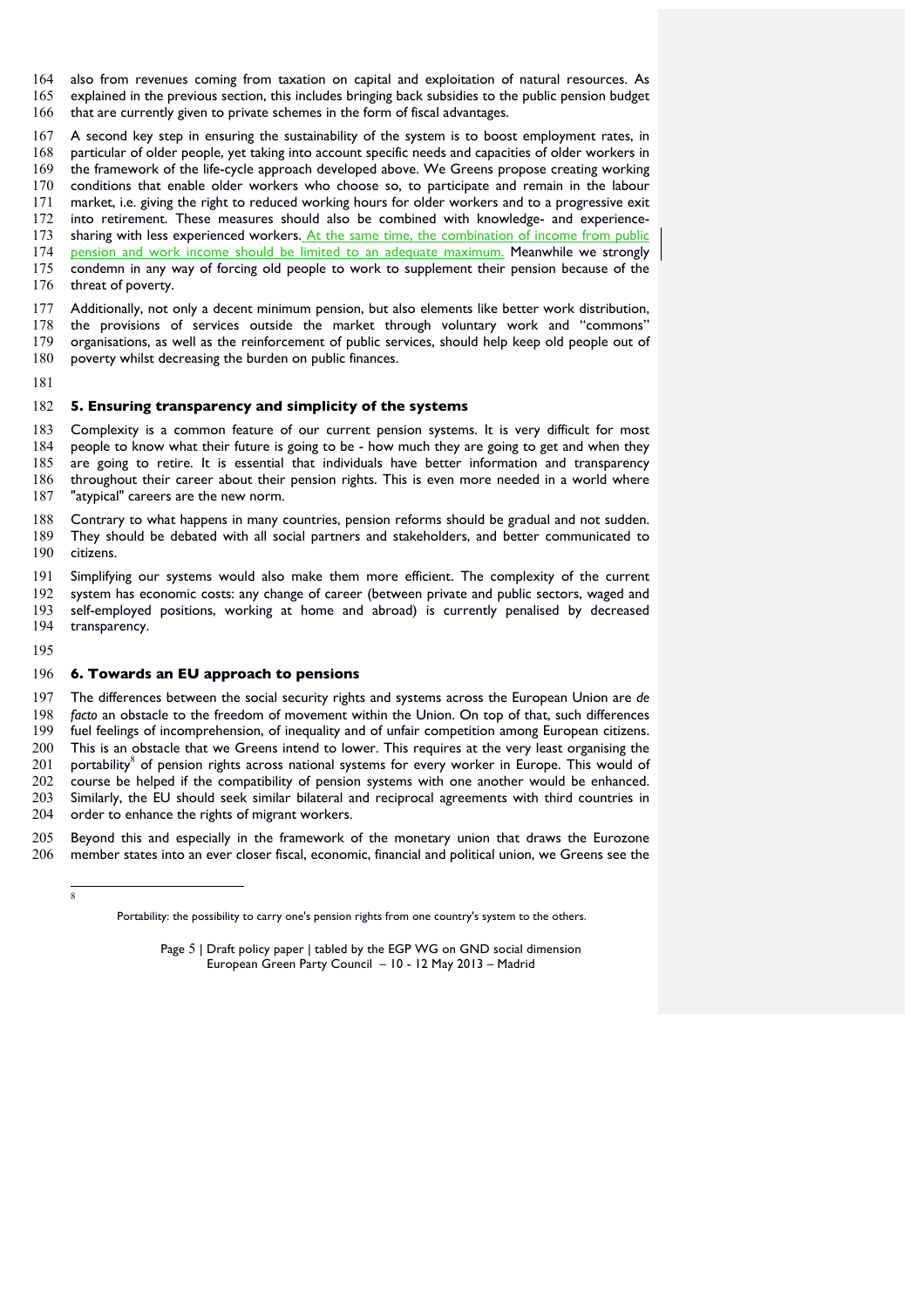also from revenues coming from taxation on capital and exploitation of natural resources. As explained in the previous section, this includes bringing back subsidies to the public pension budget that are currently given to private schemes in the form of fiscal advantages.

A second key step in ensuring the sustainability of the system is to boost employment rates, in particular of older people, yet taking into account specific needs and capacities of older workers in the framework of the life-cycle approach developed above. We Greens propose creating working conditions that enable older workers who choose so, to participate and remain in the labour market, i.e. giving the right to reduced working hours for older workers and to a progressive exit into retirement. These measures should also be combined with knowledge- and experience-sharing with less experienced workers. At the same time, the combination of income from public pension and work income should be limited to an adequate maximum. Meanwhile we strongly condemn in any way of forcing old people to work to supplement their pension because of the threat of poverty.

Additionally, not only a decent minimum pension, but also elements like better work distribution, the provisions of services outside the market through voluntary work and "commons" organisations, as well as the reinforcement of public services, should help keep old people out of poverty whilst decreasing the burden on public finances.

## 5. Ensuring transparency and simplicity of the systems

Complexity is a common feature of our current pension systems. It is very difficult for most people to know what their future is going to be - how much they are going to get and when they are going to retire. It is essential that individuals have better information and transparency throughout their career about their pension rights. This is even more needed in a world where "atypical" careers are the new norm.

Contrary to what happens in many countries, pension reforms should be gradual and not sudden. They should be debated with all social partners and stakeholders, and better communicated to citizens.

Simplifying our systems would also make them more efficient. The complexity of the current system has economic costs: any change of career (between private and public sectors, waged and self-employed positions, working at home and abroad) is currently penalised by decreased transparency.

## 6. Towards an EU approach to pensions

The differences between the social security rights and systems across the European Union are *de facto* an obstacle to the freedom of movement within the Union. On top of that, such differences fuel feelings of incomprehension, of inequality and of unfair competition among European citizens. This is an obstacle that we Greens intend to lower. This requires at the very least organising the portability[8] of pension rights across national systems for every worker in Europe. This would of course be helped if the compatibility of pension systems with one another would be enhanced. Similarly, the EU should seek similar bilateral and reciprocal agreements with third countries in order to enhance the rights of migrant workers.

Beyond this and especially in the framework of the monetary union that draws the Eurozone member states into an ever closer fiscal, economic, financial and political union, we Greens see the

---

[8] Portability: the possibility to carry one's pension rights from one country's system to the others.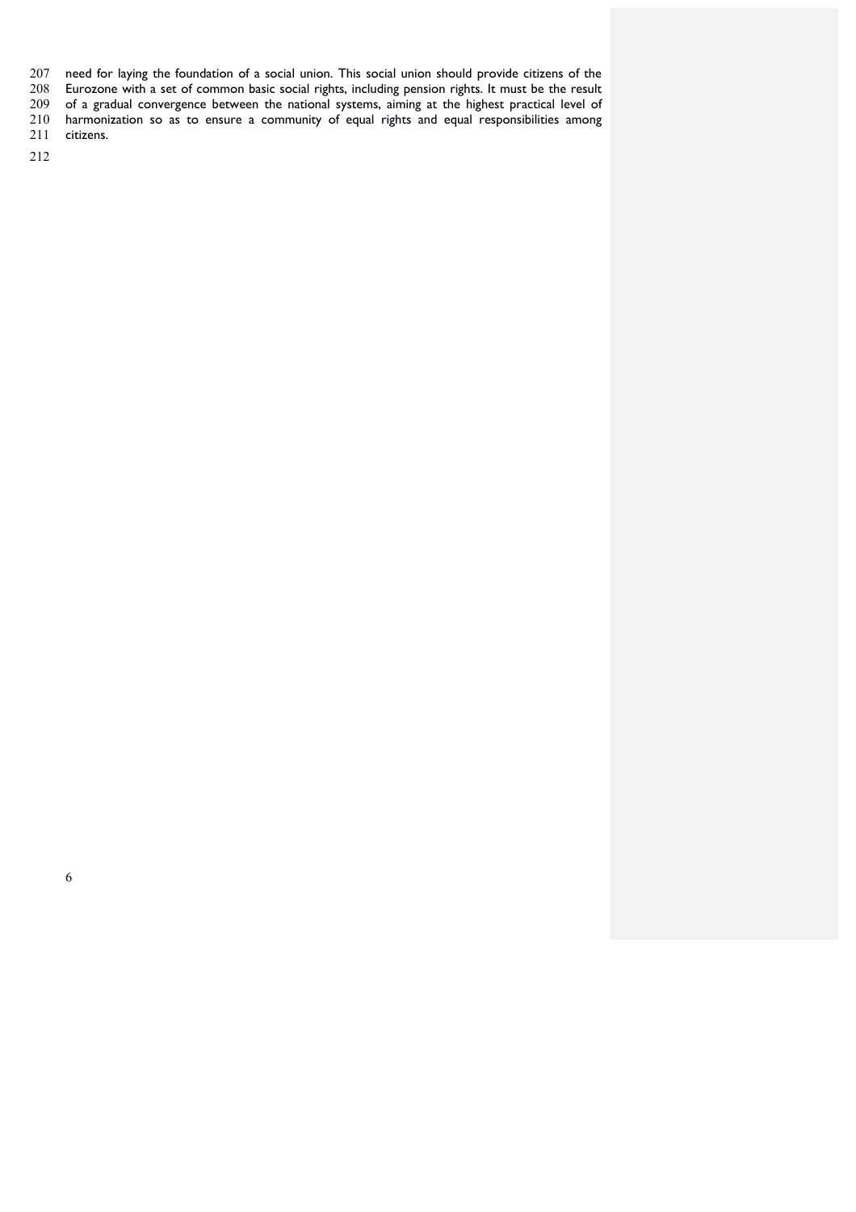need for laying the foundation of a social union. This social union should provide citizens of the Eurozone with a set of common basic social rights, including pension rights. It must be the result of a gradual convergence between the national systems, aiming at the highest practical level of harmonization so as to ensure a community of equal rights and equal responsibilities among citizens.